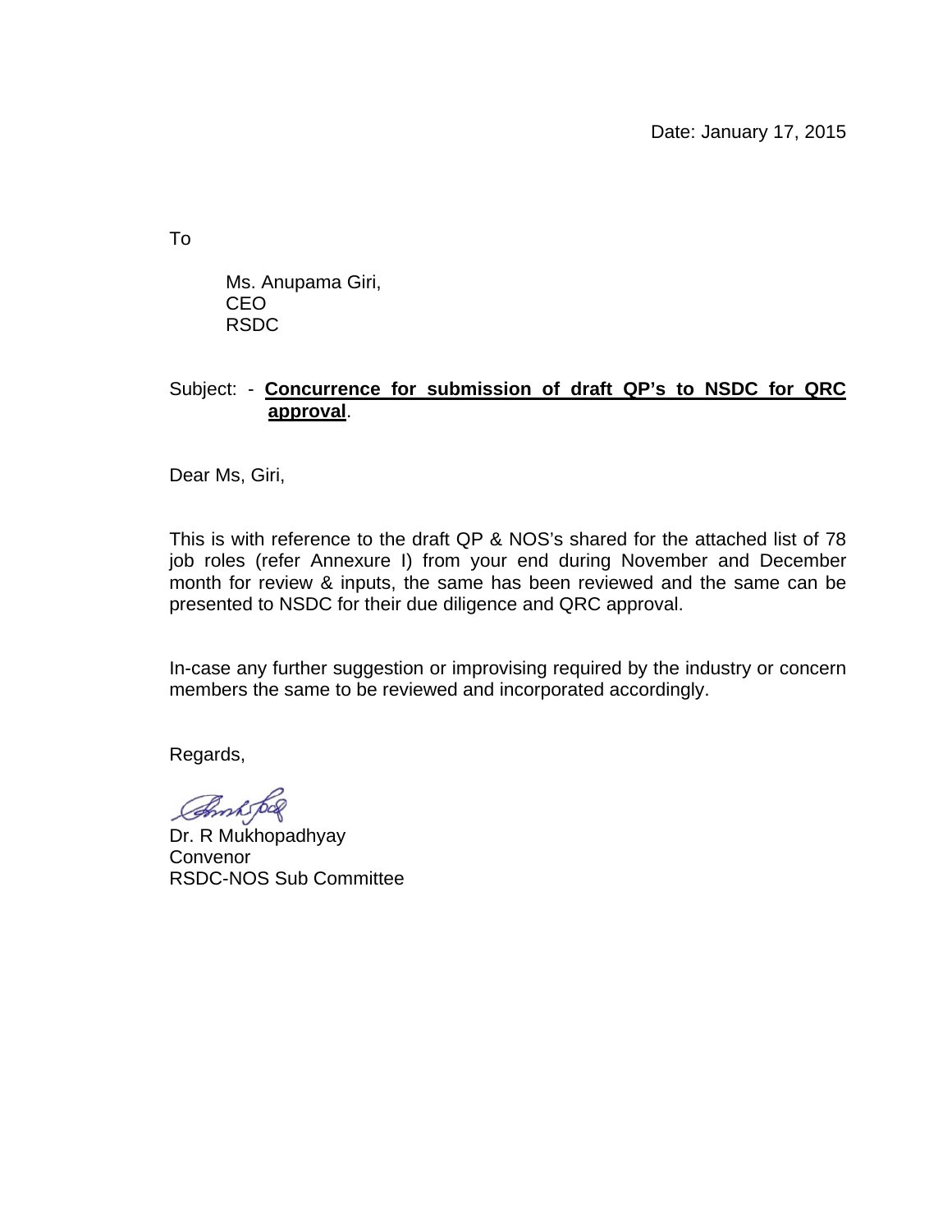Date: January 17, 2015

To

Ms. Anupama Giri,
CEO
RSDC

Subject: - **<u>Concurrence for submission of draft QP's to NSDC for QRC approval</u>**.

Dear Ms, Giri,

This is with reference to the draft QP & NOS's shared for the attached list of 78 job roles (refer Annexure I) from your end during November and December month for review & inputs, the same has been reviewed and the same can be presented to NSDC for their due diligence and QRC approval.

In-case any further suggestion or improvising required by the industry or concern members the same to be reviewed and incorporated accordingly.

Regards,

Dr. R Mukhopadhyay
Convenor
RSDC-NOS Sub Committee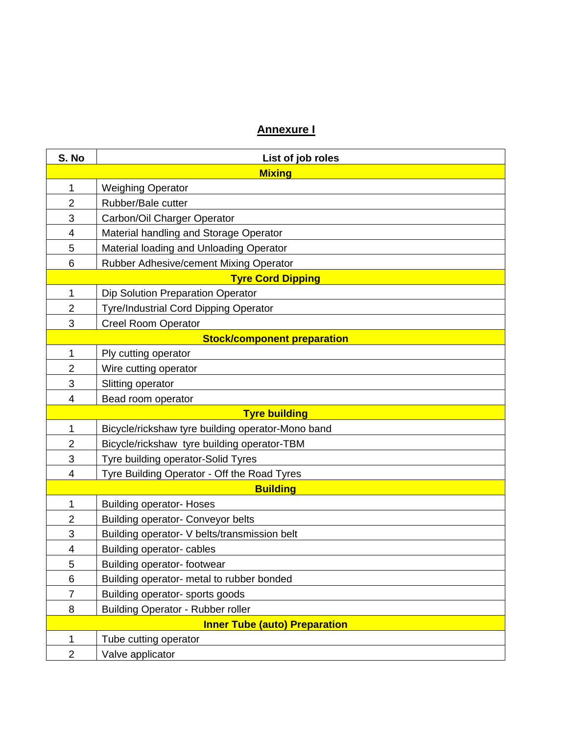# Annexure I

| S. No | List of job roles |
|---|---|
| | **Mixing** |
| 1 | Weighing Operator |
| 2 | Rubber/Bale cutter |
| 3 | Carbon/Oil Charger Operator |
| 4 | Material handling and Storage Operator |
| 5 | Material loading and Unloading Operator |
| 6 | Rubber Adhesive/cement Mixing Operator |
| | **Tyre Cord Dipping** |
| 1 | Dip Solution Preparation Operator |
| 2 | Tyre/Industrial Cord Dipping Operator |
| 3 | Creel Room Operator |
| | **Stock/component preparation** |
| 1 | Ply cutting operator |
| 2 | Wire cutting operator |
| 3 | Slitting operator |
| 4 | Bead room operator |
| | **Tyre building** |
| 1 | Bicycle/rickshaw tyre building operator-Mono band |
| 2 | Bicycle/rickshaw tyre building operator-TBM |
| 3 | Tyre building operator-Solid Tyres |
| 4 | Tyre Building Operator - Off the Road Tyres |
| | **Building** |
| 1 | Building operator- Hoses |
| 2 | Building operator- Conveyor belts |
| 3 | Building operator- V belts/transmission belt |
| 4 | Building operator- cables |
| 5 | Building operator- footwear |
| 6 | Building operator- metal to rubber bonded |
| 7 | Building operator- sports goods |
| 8 | Building Operator - Rubber roller |
| | **Inner Tube (auto) Preparation** |
| 1 | Tube cutting operator |
| 2 | Valve applicator |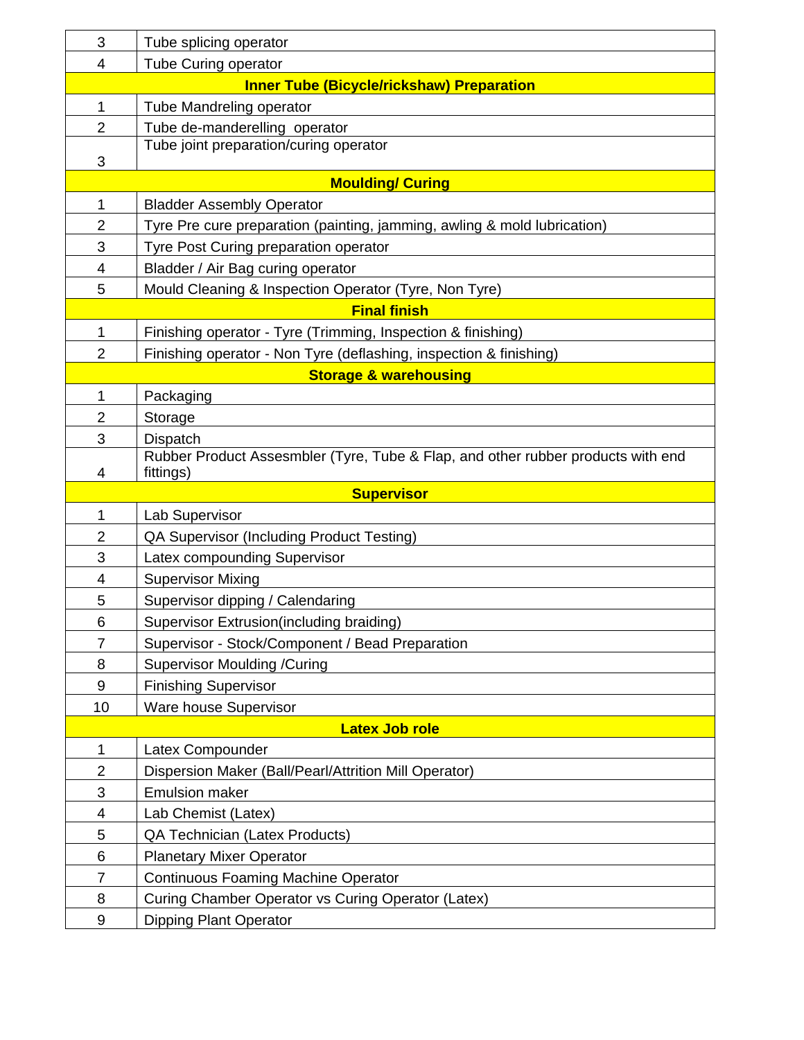| | |
|---|---|
| 3 | Tube splicing operator |
| 4 | Tube Curing operator |
| **Inner Tube (Bicycle/rickshaw) Preparation** | |
| 1 | Tube Mandreling operator |
| 2 | Tube de-manderelling operator |
| 3 | Tube joint preparation/curing operator |
| **Moulding/ Curing** | |
| 1 | Bladder Assembly Operator |
| 2 | Tyre Pre cure preparation (painting, jamming, awling & mold lubrication) |
| 3 | Tyre Post Curing preparation operator |
| 4 | Bladder / Air Bag curing operator |
| 5 | Mould Cleaning & Inspection Operator (Tyre, Non Tyre) |
| **Final finish** | |
| 1 | Finishing operator - Tyre (Trimming, Inspection & finishing) |
| 2 | Finishing operator - Non Tyre (deflashing, inspection & finishing) |
| **Storage & warehousing** | |
| 1 | Packaging |
| 2 | Storage |
| 3 | Dispatch |
| 4 | Rubber Product Assesmbler (Tyre, Tube & Flap, and other rubber products with end fittings) |
| **Supervisor** | |
| 1 | Lab Supervisor |
| 2 | QA Supervisor (Including Product Testing) |
| 3 | Latex compounding Supervisor |
| 4 | Supervisor Mixing |
| 5 | Supervisor dipping / Calendaring |
| 6 | Supervisor Extrusion(including braiding) |
| 7 | Supervisor - Stock/Component / Bead Preparation |
| 8 | Supervisor Moulding /Curing |
| 9 | Finishing Supervisor |
| 10 | Ware house Supervisor |
| **Latex Job role** | |
| 1 | Latex Compounder |
| 2 | Dispersion Maker (Ball/Pearl/Attrition Mill Operator) |
| 3 | Emulsion maker |
| 4 | Lab Chemist (Latex) |
| 5 | QA Technician (Latex Products) |
| 6 | Planetary Mixer Operator |
| 7 | Continuous Foaming Machine Operator |
| 8 | Curing Chamber Operator vs Curing Operator (Latex) |
| 9 | Dipping Plant Operator |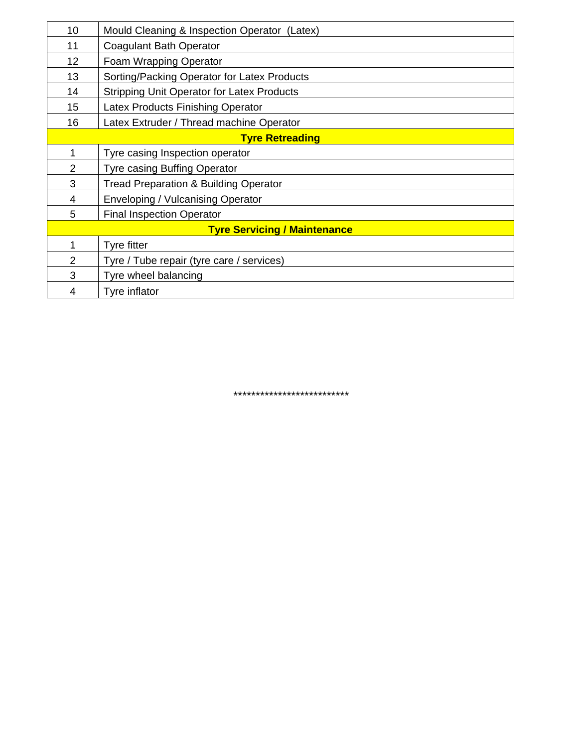| | |
|---|---|
| 10 | Mould Cleaning & Inspection Operator (Latex) |
| 11 | Coagulant Bath Operator |
| 12 | Foam Wrapping Operator |
| 13 | Sorting/Packing Operator for Latex Products |
| 14 | Stripping Unit Operator for Latex Products |
| 15 | Latex Products Finishing Operator |
| 16 | Latex Extruder / Thread machine Operator |
| **Tyre Retreading** | |
| 1 | Tyre casing Inspection operator |
| 2 | Tyre casing Buffing Operator |
| 3 | Tread Preparation & Building Operator |
| 4 | Enveloping / Vulcanising Operator |
| 5 | Final Inspection Operator |
| **Tyre Servicing / Maintenance** | |
| 1 | Tyre fitter |
| 2 | Tyre / Tube repair (tyre care / services) |
| 3 | Tyre wheel balancing |
| 4 | Tyre inflator |

**************************